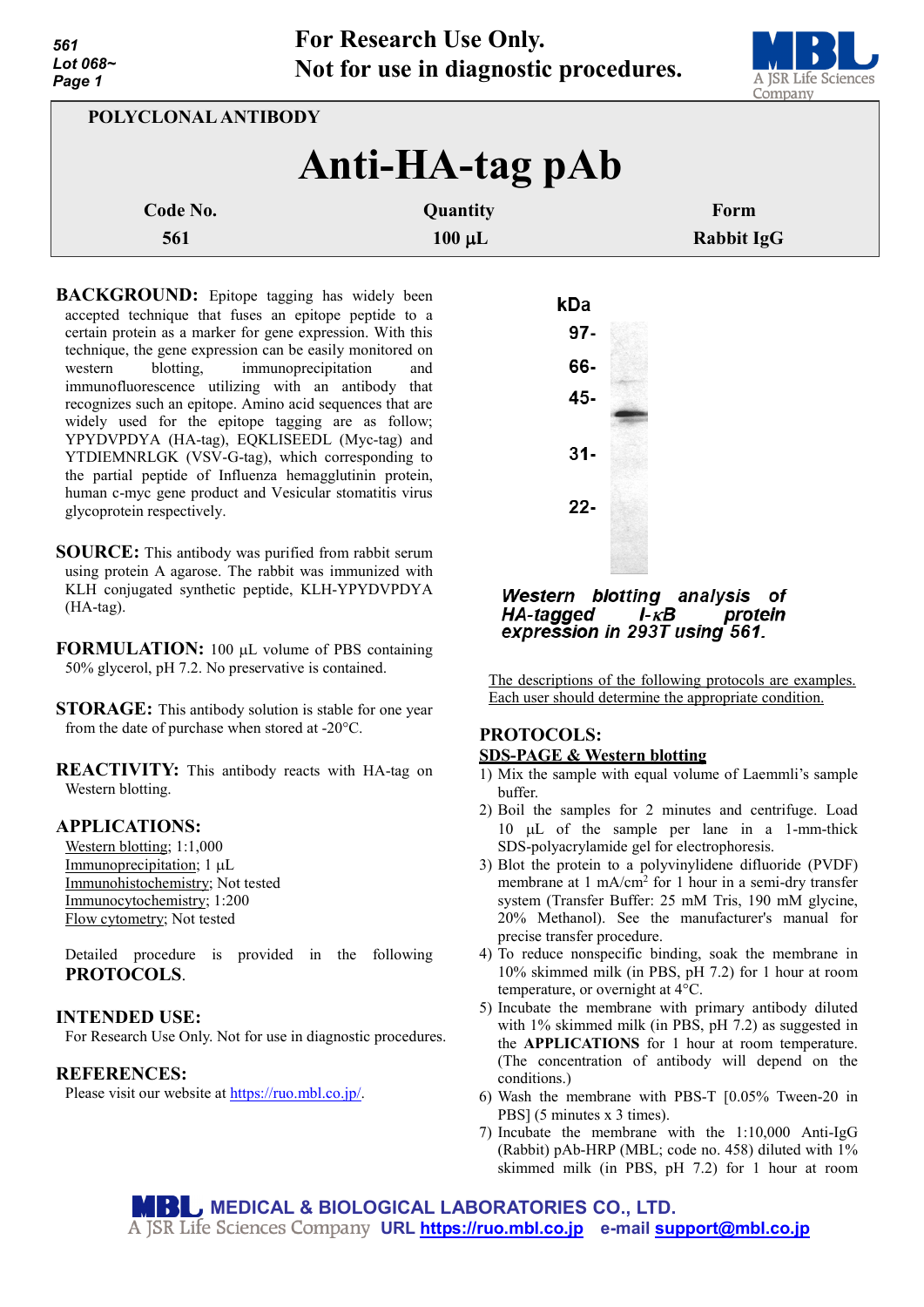**For Research Use Only.**
**Not for use in diagnostic procedures.**

POLYCLONAL ANTIBODY

# Anti-HA-tag pAb

| Code No. | Quantity | Form |
|---|---|---|
| 561 | 100 µL | Rabbit IgG |

**BACKGROUND:** Epitope tagging has widely been accepted technique that fuses an epitope peptide to a certain protein as a marker for gene expression. With this technique, the gene expression can be easily monitored on western blotting, immunoprecipitation and immunofluorescence utilizing with an antibody that recognizes such an epitope. Amino acid sequences that are widely used for the epitope tagging are as follow; YPYDVPDYA (HA-tag), EQKLISEEDL (Myc-tag) and YTDIEMNRLGK (VSV-G-tag), which corresponding to the partial peptide of Influenza hemagglutinin protein, human c-myc gene product and Vesicular stomatitis virus glycoprotein respectively.

**SOURCE:** This antibody was purified from rabbit serum using protein A agarose. The rabbit was immunized with KLH conjugated synthetic peptide, KLH-YPYDVPDYA (HA-tag).

**FORMULATION:** 100 µL volume of PBS containing 50% glycerol, pH 7.2. No preservative is contained.

**STORAGE:** This antibody solution is stable for one year from the date of purchase when stored at -20°C.

**REACTIVITY:** This antibody reacts with HA-tag on Western blotting.

**APPLICATIONS:**

Western blotting; 1:1,000
Immunoprecipitation; 1 µL
Immunohistochemistry; Not tested
Immunocytochemistry; 1:200
Flow cytometry; Not tested

Detailed procedure is provided in the following **PROTOCOLS**.

**INTENDED USE:**

For Research Use Only. Not for use in diagnostic procedures.

**REFERENCES:**

Please visit our website at https://ruo.mbl.co.jp/.

kDa: 97-, 66-, 45-, 31-, 22-

*Western blotting analysis of HA-tagged I-κB protein expression in 293T using 561.*

The descriptions of the following protocols are examples. Each user should determine the appropriate condition.

**PROTOCOLS:**

**SDS-PAGE & Western blotting**

1) Mix the sample with equal volume of Laemmli's sample buffer.
2) Boil the samples for 2 minutes and centrifuge. Load 10 µL of the sample per lane in a 1-mm-thick SDS-polyacrylamide gel for electrophoresis.
3) Blot the protein to a polyvinylidene difluoride (PVDF) membrane at 1 mA/cm$^2$ for 1 hour in a semi-dry transfer system (Transfer Buffer: 25 mM Tris, 190 mM glycine, 20% Methanol). See the manufacturer's manual for precise transfer procedure.
4) To reduce nonspecific binding, soak the membrane in 10% skimmed milk (in PBS, pH 7.2) for 1 hour at room temperature, or overnight at 4°C.
5) Incubate the membrane with primary antibody diluted with 1% skimmed milk (in PBS, pH 7.2) as suggested in the **APPLICATIONS** for 1 hour at room temperature. (The concentration of antibody will depend on the conditions.)
6) Wash the membrane with PBS-T [0.05% Tween-20 in PBS] (5 minutes x 3 times).
7) Incubate the membrane with the 1:10,000 Anti-IgG (Rabbit) pAb-HRP (MBL; code no. 458) diluted with 1% skimmed milk (in PBS, pH 7.2) for 1 hour at room

MEDICAL & BIOLOGICAL LABORATORIES CO., LTD.
A JSR Life Sciences Company URL https://ruo.mbl.co.jp e-mail support@mbl.co.jp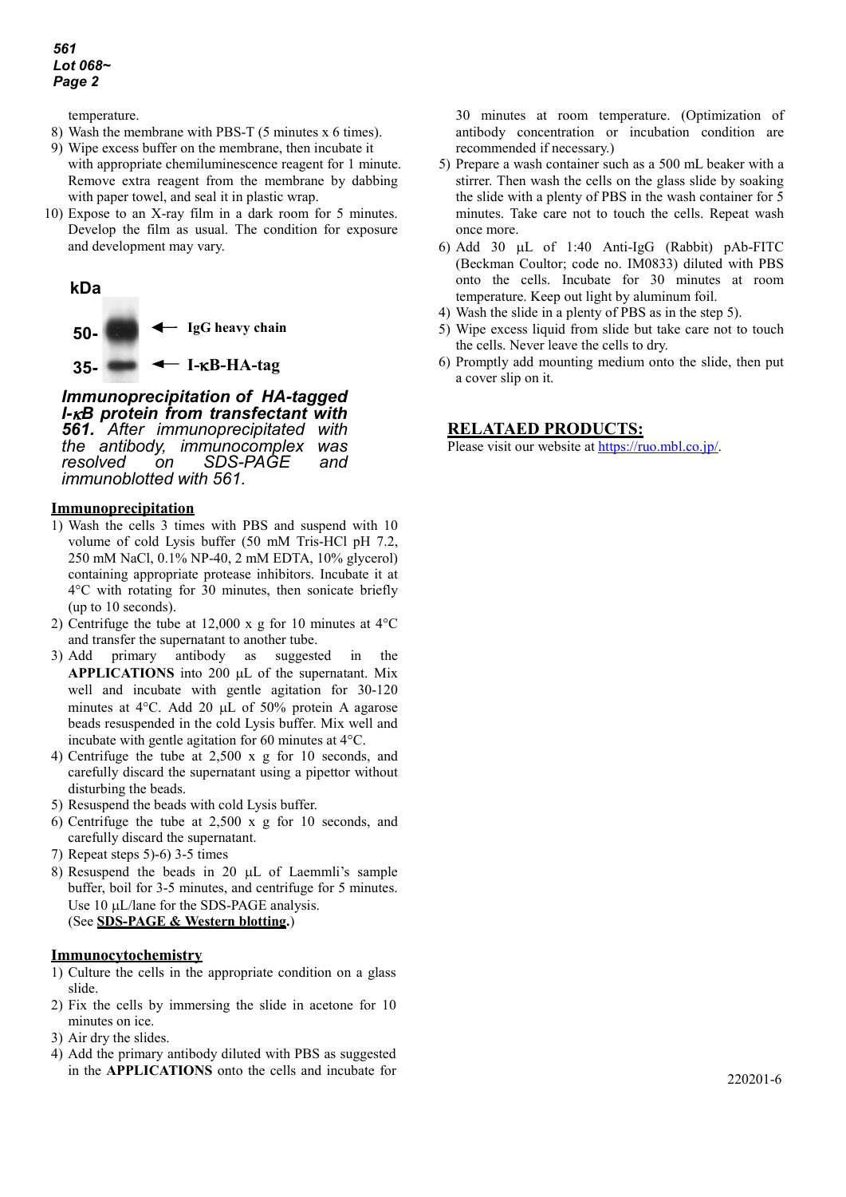temperature.

8) Wash the membrane with PBS-T (5 minutes x 6 times).
9) Wipe excess buffer on the membrane, then incubate it with appropriate chemiluminescence reagent for 1 minute. Remove extra reagent from the membrane by dabbing with paper towel, and seal it in plastic wrap.
10) Expose to an X-ray film in a dark room for 5 minutes. Develop the film as usual. The condition for exposure and development may vary.

kDa

50-

35-

IgG heavy chain

I-κB-HA-tag

***Immunoprecipitation of HA-tagged I-κB protein from transfectant with 561.*** *After immunoprecipitated with the antibody, immunocomplex was resolved on SDS-PAGE and immunoblotted with 561.*

## Immunoprecipitation

1) Wash the cells 3 times with PBS and suspend with 10 volume of cold Lysis buffer (50 mM Tris-HCl pH 7.2, 250 mM NaCl, 0.1% NP-40, 2 mM EDTA, 10% glycerol) containing appropriate protease inhibitors. Incubate it at 4°C with rotating for 30 minutes, then sonicate briefly (up to 10 seconds).
2) Centrifuge the tube at 12,000 x g for 10 minutes at 4°C and transfer the supernatant to another tube.
3) Add primary antibody as suggested in the **APPLICATIONS** into 200 µL of the supernatant. Mix well and incubate with gentle agitation for 30-120 minutes at 4°C. Add 20 µL of 50% protein A agarose beads resuspended in the cold Lysis buffer. Mix well and incubate with gentle agitation for 60 minutes at 4°C.
4) Centrifuge the tube at 2,500 x g for 10 seconds, and carefully discard the supernatant using a pipettor without disturbing the beads.
5) Resuspend the beads with cold Lysis buffer.
6) Centrifuge the tube at 2,500 x g for 10 seconds, and carefully discard the supernatant.
7) Repeat steps 5)-6) 3-5 times
8) Resuspend the beads in 20 µL of Laemmli's sample buffer, boil for 3-5 minutes, and centrifuge for 5 minutes. Use 10 µL/lane for the SDS-PAGE analysis. (See **SDS-PAGE & Western blotting**.)

## Immunocytochemistry

1) Culture the cells in the appropriate condition on a glass slide.
2) Fix the cells by immersing the slide in acetone for 10 minutes on ice.
3) Air dry the slides.
4) Add the primary antibody diluted with PBS as suggested in the **APPLICATIONS** onto the cells and incubate for 30 minutes at room temperature. (Optimization of antibody concentration or incubation condition are recommended if necessary.)
5) Prepare a wash container such as a 500 mL beaker with a stirrer. Then wash the cells on the glass slide by soaking the slide with a plenty of PBS in the wash container for 5 minutes. Take care not to touch the cells. Repeat wash once more.
6) Add 30 µL of 1:40 Anti-IgG (Rabbit) pAb-FITC (Beckman Coulter; code no. IM0833) diluted with PBS onto the cells. Incubate for 30 minutes at room temperature. Keep out light by aluminum foil.
4) Wash the slide in a plenty of PBS as in the step 5).
5) Wipe excess liquid from slide but take care not to touch the cells. Never leave the cells to dry.
6) Promptly add mounting medium onto the slide, then put a cover slip on it.

## RELATAED PRODUCTS:

Please visit our website at https://ruo.mbl.co.jp/.

220201-6